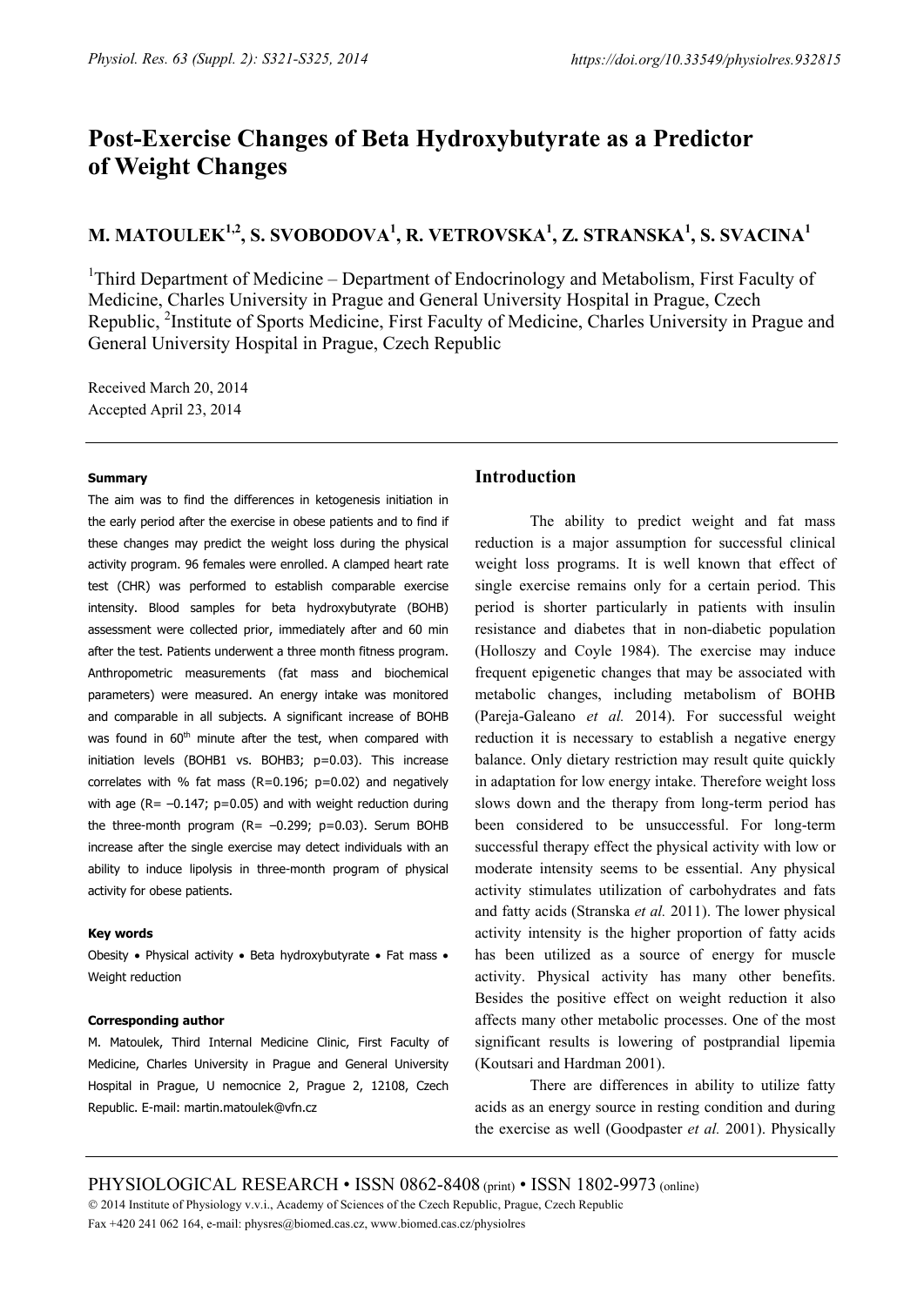# Post-Exercise Changes of Beta Hydroxybutyrate as a Predictor of Weight Changes

## M. MATOULEK[1,2], S. SVOBODOVA[1], R. VETROVSKA[1], Z. STRANSKA[1], S. SVACINA[1]

[1]Third Department of Medicine – Department of Endocrinology and Metabolism, First Faculty of Medicine, Charles University in Prague and General University Hospital in Prague, Czech Republic, [2]Institute of Sports Medicine, First Faculty of Medicine, Charles University in Prague and General University Hospital in Prague, Czech Republic

Received March 20, 2014
Accepted April 23, 2014

#### Summary

The aim was to find the differences in ketogenesis initiation in the early period after the exercise in obese patients and to find if these changes may predict the weight loss during the physical activity program. 96 females were enrolled. A clamped heart rate test (CHR) was performed to establish comparable exercise intensity. Blood samples for beta hydroxybutyrate (BOHB) assessment were collected prior, immediately after and 60 min after the test. Patients underwent a three month fitness program. Anthropometric measurements (fat mass and biochemical parameters) were measured. An energy intake was monitored and comparable in all subjects. A significant increase of BOHB was found in 60[th] minute after the test, when compared with initiation levels (BOHB1 vs. BOHB3; $p=0.03$). This increase correlates with % fat mass ($R=0.196$; $p=0.02$) and negatively with age ($R= -0.147$; $p=0.05$) and with weight reduction during the three-month program ($R= -0.299$; $p=0.03$). Serum BOHB increase after the single exercise may detect individuals with an ability to induce lipolysis in three-month program of physical activity for obese patients.

#### Key words

Obesity • Physical activity • Beta hydroxybutyrate • Fat mass • Weight reduction

#### Corresponding author

M. Matoulek, Third Internal Medicine Clinic, First Faculty of Medicine, Charles University in Prague and General University Hospital in Prague, U nemocnice 2, Prague 2, 12108, Czech Republic. E-mail: martin.matoulek@vfn.cz

## Introduction

The ability to predict weight and fat mass reduction is a major assumption for successful clinical weight loss programs. It is well known that effect of single exercise remains only for a certain period. This period is shorter particularly in patients with insulin resistance and diabetes that in non-diabetic population (Holloszy and Coyle 1984). The exercise may induce frequent epigenetic changes that may be associated with metabolic changes, including metabolism of BOHB (Pareja-Galeano *et al.* 2014). For successful weight reduction it is necessary to establish a negative energy balance. Only dietary restriction may result quite quickly in adaptation for low energy intake. Therefore weight loss slows down and the therapy from long-term period has been considered to be unsuccessful. For long-term successful therapy effect the physical activity with low or moderate intensity seems to be essential. Any physical activity stimulates utilization of carbohydrates and fats and fatty acids (Stranska *et al.* 2011). The lower physical activity intensity is the higher proportion of fatty acids has been utilized as a source of energy for muscle activity. Physical activity has many other benefits. Besides the positive effect on weight reduction it also affects many other metabolic processes. One of the most significant results is lowering of postprandial lipemia (Koutsari and Hardman 2001).

There are differences in ability to utilize fatty acids as an energy source in resting condition and during the exercise as well (Goodpaster *et al.* 2001). Physically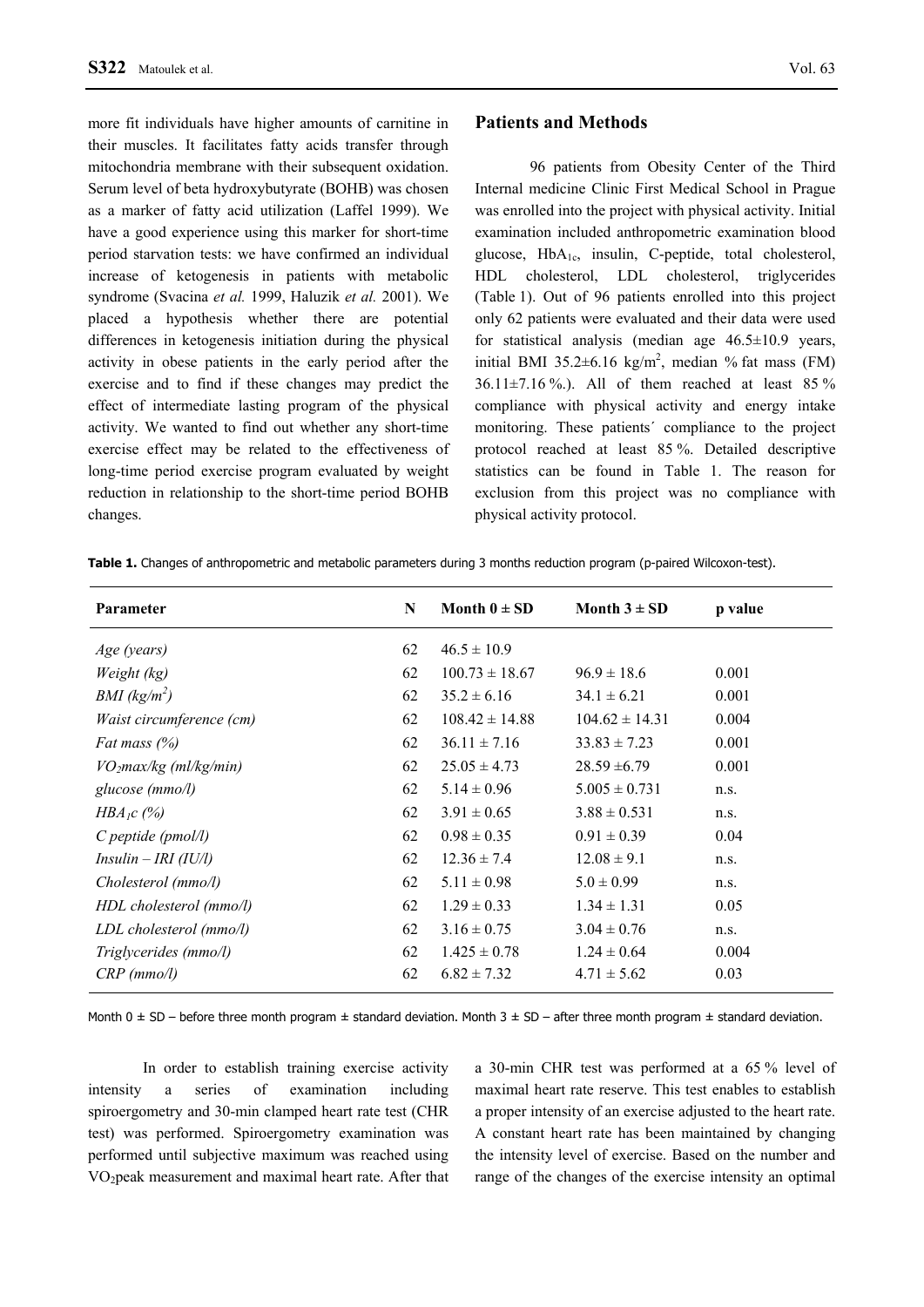more fit individuals have higher amounts of carnitine in their muscles. It facilitates fatty acids transfer through mitochondria membrane with their subsequent oxidation. Serum level of beta hydroxybutyrate (BOHB) was chosen as a marker of fatty acid utilization (Laffel 1999). We have a good experience using this marker for short-time period starvation tests: we have confirmed an individual increase of ketogenesis in patients with metabolic syndrome (Svacina *et al.* 1999, Haluzik *et al.* 2001). We placed a hypothesis whether there are potential differences in ketogenesis initiation during the physical activity in obese patients in the early period after the exercise and to find if these changes may predict the effect of intermediate lasting program of the physical activity. We wanted to find out whether any short-time exercise effect may be related to the effectiveness of long-time period exercise program evaluated by weight reduction in relationship to the short-time period BOHB changes.

## Patients and Methods

96 patients from Obesity Center of the Third Internal medicine Clinic First Medical School in Prague was enrolled into the project with physical activity. Initial examination included anthropometric examination blood glucose, $HbA_{1c}$, insulin, C-peptide, total cholesterol, HDL cholesterol, LDL cholesterol, triglycerides (Table 1). Out of 96 patients enrolled into this project only 62 patients were evaluated and their data were used for statistical analysis (median age 46.5±10.9 years, initial BMI 35.2±6.16 $kg/m^2$, median % fat mass (FM) 36.11±7.16 %.). All of them reached at least 85 % compliance with physical activity and energy intake monitoring. These patients´ compliance to the project protocol reached at least 85 %. Detailed descriptive statistics can be found in Table 1. The reason for exclusion from this project was no compliance with physical activity protocol.

**Table 1.** Changes of anthropometric and metabolic parameters during 3 months reduction program (p-paired Wilcoxon-test).

| Parameter | N | Month 0 ± SD | Month 3 ± SD | p value |
|---|---|---|---|---|
| *Age (years)* | 62 | 46.5 ± 10.9 | | |
| *Weight (kg)* | 62 | 100.73 ± 18.67 | 96.9 ± 18.6 | 0.001 |
| *BMI ($kg/m^2$)* | 62 | 35.2 ± 6.16 | 34.1 ± 6.21 | 0.001 |
| *Waist circumference (cm)* | 62 | 108.42 ± 14.88 | 104.62 ± 14.31 | 0.004 |
| *Fat mass (%)* | 62 | 36.11 ± 7.16 | 33.83 ± 7.23 | 0.001 |
| *$VO_2max$/kg (ml/kg/min)* | 62 | 25.05 ± 4.73 | 28.59 ±6.79 | 0.001 |
| *glucose (mmo/l)* | 62 | 5.14 ± 0.96 | 5.005 ± 0.731 | n.s. |
| *$HBA_1c$ (%)* | 62 | 3.91 ± 0.65 | 3.88 ± 0.531 | n.s. |
| *C peptide (pmol/l)* | 62 | 0.98 ± 0.35 | 0.91 ± 0.39 | 0.04 |
| *Insulin – IRI (IU/l)* | 62 | 12.36 ± 7.4 | 12.08 ± 9.1 | n.s. |
| *Cholesterol (mmo/l)* | 62 | 5.11 ± 0.98 | 5.0 ± 0.99 | n.s. |
| *HDL cholesterol (mmo/l)* | 62 | 1.29 ± 0.33 | 1.34 ± 1.31 | 0.05 |
| *LDL cholesterol (mmo/l)* | 62 | 3.16 ± 0.75 | 3.04 ± 0.76 | n.s. |
| *Triglycerides (mmo/l)* | 62 | 1.425 ± 0.78 | 1.24 ± 0.64 | 0.004 |
| *CRP (mmo/l)* | 62 | 6.82 ± 7.32 | 4.71 ± 5.62 | 0.03 |

Month 0 ± SD – before three month program ± standard deviation. Month 3 ± SD – after three month program ± standard deviation.

In order to establish training exercise activity intensity a series of examination including spiroergometry and 30-min clamped heart rate test (CHR test) was performed. Spiroergometry examination was performed until subjective maximum was reached using $VO_2$peak measurement and maximal heart rate. After that a 30-min CHR test was performed at a 65 % level of maximal heart rate reserve. This test enables to establish a proper intensity of an exercise adjusted to the heart rate. A constant heart rate has been maintained by changing the intensity level of exercise. Based on the number and range of the changes of the exercise intensity an optimal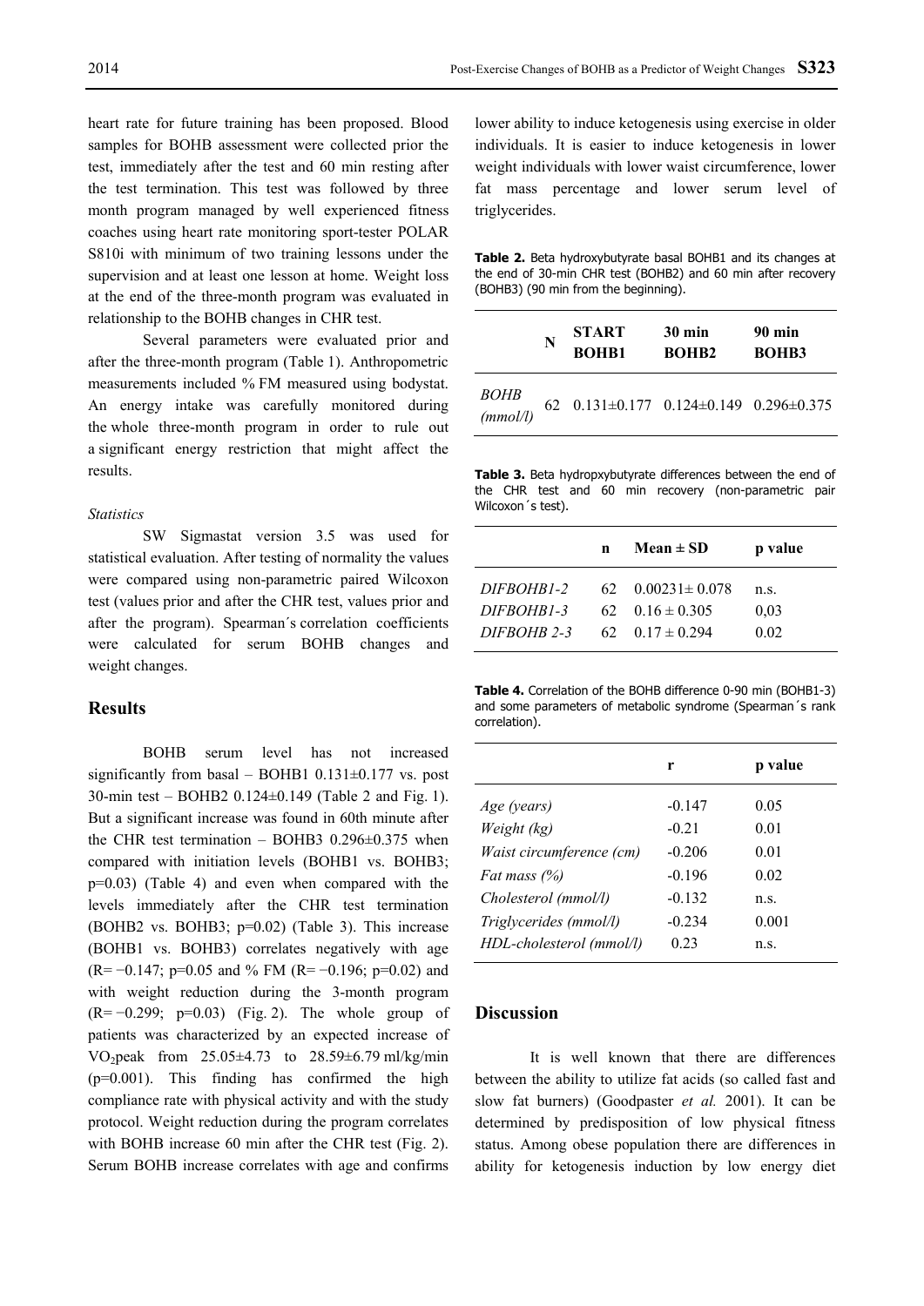heart rate for future training has been proposed. Blood samples for BOHB assessment were collected prior the test, immediately after the test and 60 min resting after the test termination. This test was followed by three month program managed by well experienced fitness coaches using heart rate monitoring sport-tester POLAR S810i with minimum of two training lessons under the supervision and at least one lesson at home. Weight loss at the end of the three-month program was evaluated in relationship to the BOHB changes in CHR test.

Several parameters were evaluated prior and after the three-month program (Table 1). Anthropometric measurements included % FM measured using bodystat. An energy intake was carefully monitored during the whole three-month program in order to rule out a significant energy restriction that might affect the results.

*Statistics*

SW Sigmastat version 3.5 was used for statistical evaluation. After testing of normality the values were compared using non-parametric paired Wilcoxon test (values prior and after the CHR test, values prior and after the program). Spearman´s correlation coefficients were calculated for serum BOHB changes and weight changes.

## Results

BOHB serum level has not increased significantly from basal – BOHB1 0.131±0.177 vs. post 30-min test – BOHB2 0.124±0.149 (Table 2 and Fig. 1). But a significant increase was found in 60th minute after the CHR test termination – BOHB3 0.296±0.375 when compared with initiation levels (BOHB1 vs. BOHB3; p=0.03) (Table 4) and even when compared with the levels immediately after the CHR test termination (BOHB2 vs. BOHB3; p=0.02) (Table 3). This increase (BOHB1 vs. BOHB3) correlates negatively with age (R= −0.147; p=0.05 and % FM (R= −0.196; p=0.02) and with weight reduction during the 3-month program (R= −0.299; p=0.03) (Fig. 2). The whole group of patients was characterized by an expected increase of $VO_2$peak from 25.05±4.73 to 28.59±6.79 ml/kg/min (p=0.001). This finding has confirmed the high compliance rate with physical activity and with the study protocol. Weight reduction during the program correlates with BOHB increase 60 min after the CHR test (Fig. 2). Serum BOHB increase correlates with age and confirms lower ability to induce ketogenesis using exercise in older individuals. It is easier to induce ketogenesis in lower weight individuals with lower waist circumference, lower fat mass percentage and lower serum level of triglycerides.

**Table 2.** Beta hydroxybutyrate basal BOHB1 and its changes at the end of 30-min CHR test (BOHB2) and 60 min after recovery (BOHB3) (90 min from the beginning).

| | N | START BOHB1 | 30 min BOHB2 | 90 min BOHB3 |
|---|---|---|---|---|
| *BOHB (mmol/l)* | 62 | 0.131±0.177 | 0.124±0.149 | 0.296±0.375 |

**Table 3.** Beta hydropxybutyrate differences between the end of the CHR test and 60 min recovery (non-parametric pair Wilcoxon´s test).

| | n | Mean ± SD | p value |
|---|---|---|---|
| *DIFBOHB1-2* | 62 | 0.00231± 0.078 | n.s. |
| *DIFBOHB1-3* | 62 | 0.16 ± 0.305 | 0,03 |
| *DIFBOHB 2-3* | 62 | 0.17 ± 0.294 | 0.02 |

**Table 4.** Correlation of the BOHB difference 0-90 min (BOHB1-3) and some parameters of metabolic syndrome (Spearman´s rank correlation).

| | r | p value |
|---|---|---|
| *Age (years)* | -0.147 | 0.05 |
| *Weight (kg)* | -0.21 | 0.01 |
| *Waist circumference (cm)* | -0.206 | 0.01 |
| *Fat mass (%)* | -0.196 | 0.02 |
| *Cholesterol (mmol/l)* | -0.132 | n.s. |
| *Triglycerides (mmol/l)* | -0.234 | 0.001 |
| *HDL-cholesterol (mmol/l)* | 0.23 | n.s. |

## Discussion

It is well known that there are differences between the ability to utilize fat acids (so called fast and slow fat burners) (Goodpaster *et al.* 2001). It can be determined by predisposition of low physical fitness status. Among obese population there are differences in ability for ketogenesis induction by low energy diet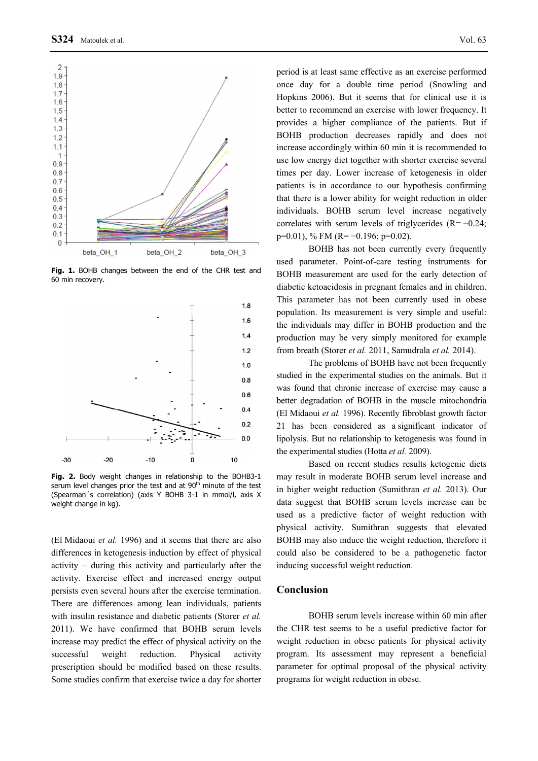Fig. 1. BOHB changes between the end of the CHR test and 60 min recovery.

Fig. 2. Body weight changes in relationship to the BOHB3-1 serum level changes prior the test and at 90[th] minute of the test (Spearman´s correlation) (axis Y BOHB 3-1 in mmol/l, axis X weight change in kg).

(El Midaoui *et al.* 1996) and it seems that there are also differences in ketogenesis induction by effect of physical activity – during this activity and particularly after the activity. Exercise effect and increased energy output persists even several hours after the exercise termination. There are differences among lean individuals, patients with insulin resistance and diabetic patients (Storer *et al.* 2011). We have confirmed that BOHB serum levels increase may predict the effect of physical activity on the successful weight reduction. Physical activity prescription should be modified based on these results. Some studies confirm that exercise twice a day for shorter period is at least same effective as an exercise performed once day for a double time period (Snowling and Hopkins 2006). But it seems that for clinical use it is better to recommend an exercise with lower frequency. It provides a higher compliance of the patients. But if BOHB production decreases rapidly and does not increase accordingly within 60 min it is recommended to use low energy diet together with shorter exercise several times per day. Lower increase of ketogenesis in older patients is in accordance to our hypothesis confirming that there is a lower ability for weight reduction in older individuals. BOHB serum level increase negatively correlates with serum levels of triglycerides ($R=-0.24$; $p=0.01$), % FM ($R=-0.196$; $p=0.02$).

BOHB has not been currently every frequently used parameter. Point-of-care testing instruments for BOHB measurement are used for the early detection of diabetic ketoacidosis in pregnant females and in children. This parameter has not been currently used in obese population. Its measurement is very simple and useful: the individuals may differ in BOHB production and the production may be very simply monitored for example from breath (Storer *et al.* 2011, Samudrala *et al.* 2014).

The problems of BOHB have not been frequently studied in the experimental studies on the animals. But it was found that chronic increase of exercise may cause a better degradation of BOHB in the muscle mitochondria (El Midaoui *et al.* 1996). Recently fibroblast growth factor 21 has been considered as a significant indicator of lipolysis. But no relationship to ketogenesis was found in the experimental studies (Hotta *et al.* 2009).

Based on recent studies results ketogenic diets may result in moderate BOHB serum level increase and in higher weight reduction (Sumithran *et al.* 2013). Our data suggest that BOHB serum levels increase can be used as a predictive factor of weight reduction with physical activity. Sumithran suggests that elevated BOHB may also induce the weight reduction, therefore it could also be considered to be a pathogenetic factor inducing successful weight reduction.

## Conclusion

BOHB serum levels increase within 60 min after the CHR test seems to be a useful predictive factor for weight reduction in obese patients for physical activity program. Its assessment may represent a beneficial parameter for optimal proposal of the physical activity programs for weight reduction in obese.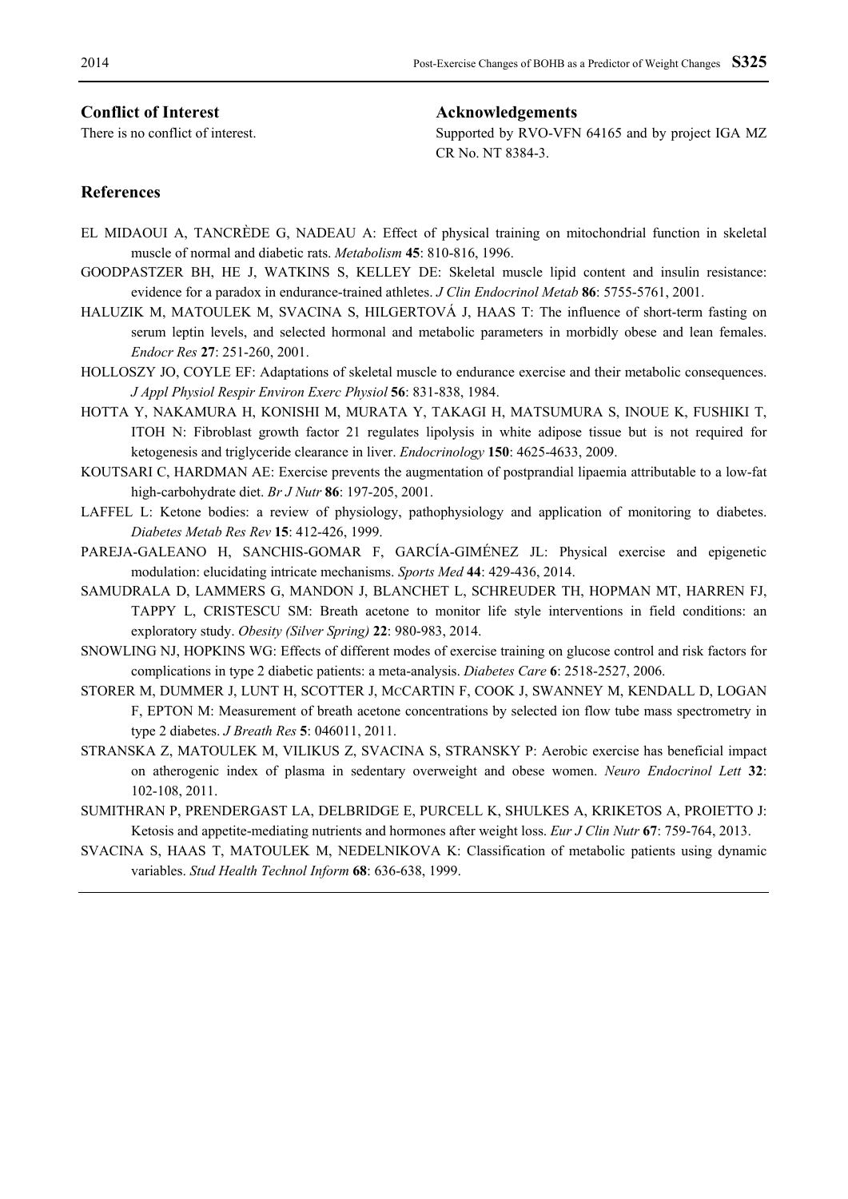## Conflict of Interest

There is no conflict of interest.

## Acknowledgements

Supported by RVO-VFN 64165 and by project IGA MZ CR No. NT 8384-3.

## References

EL MIDAOUI A, TANCRÈDE G, NADEAU A: Effect of physical training on mitochondrial function in skeletal muscle of normal and diabetic rats. *Metabolism* **45**: 810-816, 1996.

GOODPASTZER BH, HE J, WATKINS S, KELLEY DE: Skeletal muscle lipid content and insulin resistance: evidence for a paradox in endurance-trained athletes. *J Clin Endocrinol Metab* **86**: 5755-5761, 2001.

HALUZIK M, MATOULEK M, SVACINA S, HILGERTOVÁ J, HAAS T: The influence of short-term fasting on serum leptin levels, and selected hormonal and metabolic parameters in morbidly obese and lean females. *Endocr Res* **27**: 251-260, 2001.

HOLLOSZY JO, COYLE EF: Adaptations of skeletal muscle to endurance exercise and their metabolic consequences. *J Appl Physiol Respir Environ Exerc Physiol* **56**: 831-838, 1984.

HOTTA Y, NAKAMURA H, KONISHI M, MURATA Y, TAKAGI H, MATSUMURA S, INOUE K, FUSHIKI T, ITOH N: Fibroblast growth factor 21 regulates lipolysis in white adipose tissue but is not required for ketogenesis and triglyceride clearance in liver. *Endocrinology* **150**: 4625-4633, 2009.

KOUTSARI C, HARDMAN AE: Exercise prevents the augmentation of postprandial lipaemia attributable to a low-fat high-carbohydrate diet. *Br J Nutr* **86**: 197-205, 2001.

LAFFEL L: Ketone bodies: a review of physiology, pathophysiology and application of monitoring to diabetes. *Diabetes Metab Res Rev* **15**: 412-426, 1999.

PAREJA-GALEANO H, SANCHIS-GOMAR F, GARCÍA-GIMÉNEZ JL: Physical exercise and epigenetic modulation: elucidating intricate mechanisms. *Sports Med* **44**: 429-436, 2014.

SAMUDRALA D, LAMMERS G, MANDON J, BLANCHET L, SCHREUDER TH, HOPMAN MT, HARREN FJ, TAPPY L, CRISTESCU SM: Breath acetone to monitor life style interventions in field conditions: an exploratory study. *Obesity (Silver Spring)* **22**: 980-983, 2014.

SNOWLING NJ, HOPKINS WG: Effects of different modes of exercise training on glucose control and risk factors for complications in type 2 diabetic patients: a meta-analysis. *Diabetes Care* **6**: 2518-2527, 2006.

STORER M, DUMMER J, LUNT H, SCOTTER J, MCCARTIN F, COOK J, SWANNEY M, KENDALL D, LOGAN F, EPTON M: Measurement of breath acetone concentrations by selected ion flow tube mass spectrometry in type 2 diabetes. *J Breath Res* **5**: 046011, 2011.

STRANSKA Z, MATOULEK M, VILIKUS Z, SVACINA S, STRANSKY P: Aerobic exercise has beneficial impact on atherogenic index of plasma in sedentary overweight and obese women. *Neuro Endocrinol Lett* **32**: 102-108, 2011.

SUMITHRAN P, PRENDERGAST LA, DELBRIDGE E, PURCELL K, SHULKES A, KRIKETOS A, PROIETTO J: Ketosis and appetite-mediating nutrients and hormones after weight loss. *Eur J Clin Nutr* **67**: 759-764, 2013.

SVACINA S, HAAS T, MATOULEK M, NEDELNIKOVA K: Classification of metabolic patients using dynamic variables. *Stud Health Technol Inform* **68**: 636-638, 1999.